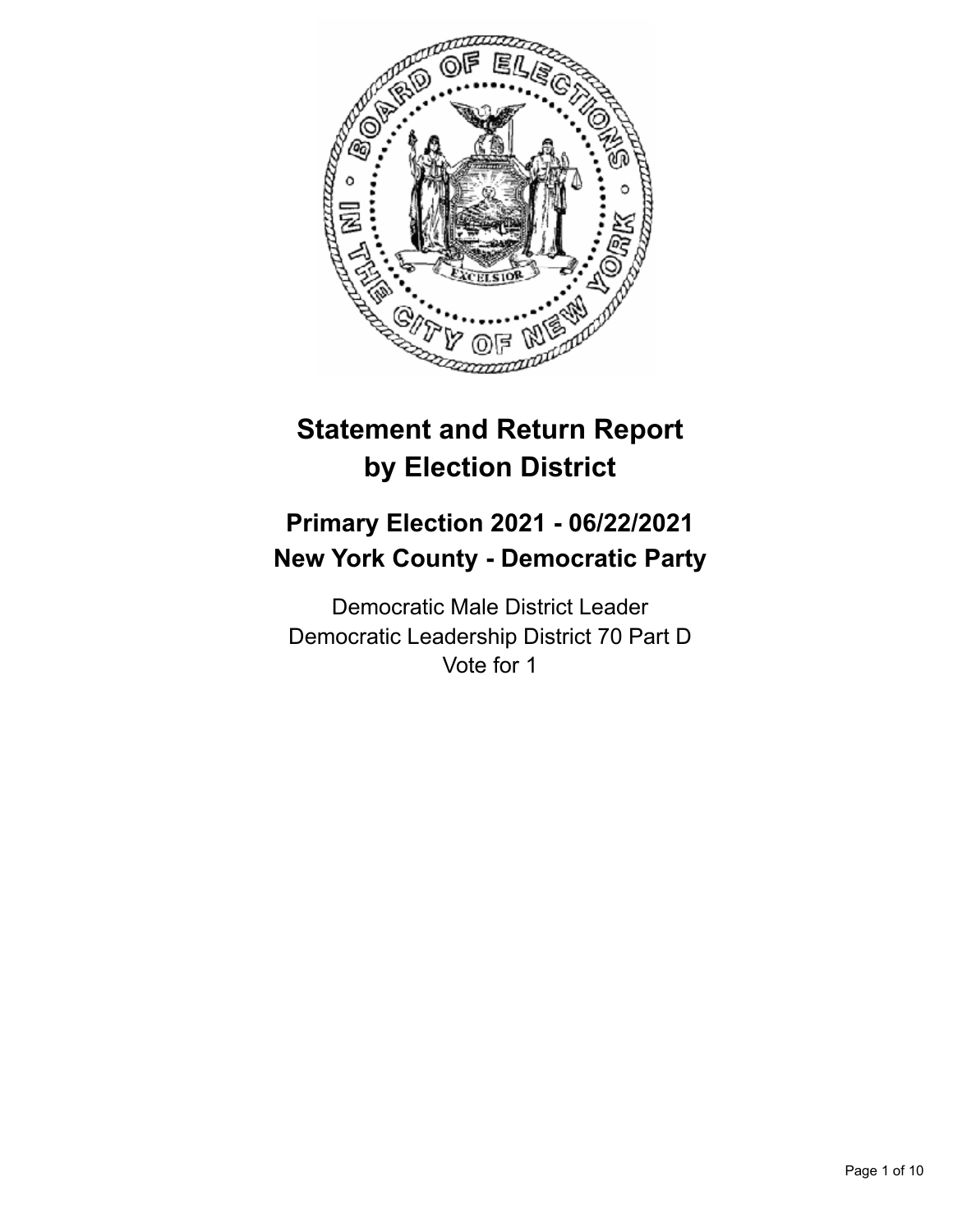# Statement and Return Report by Election District

## Primary Election 2021 - 06/22/2021
## New York County - Democratic Party

Democratic Male District Leader
Democratic Leadership District 70 Part D
Vote for 1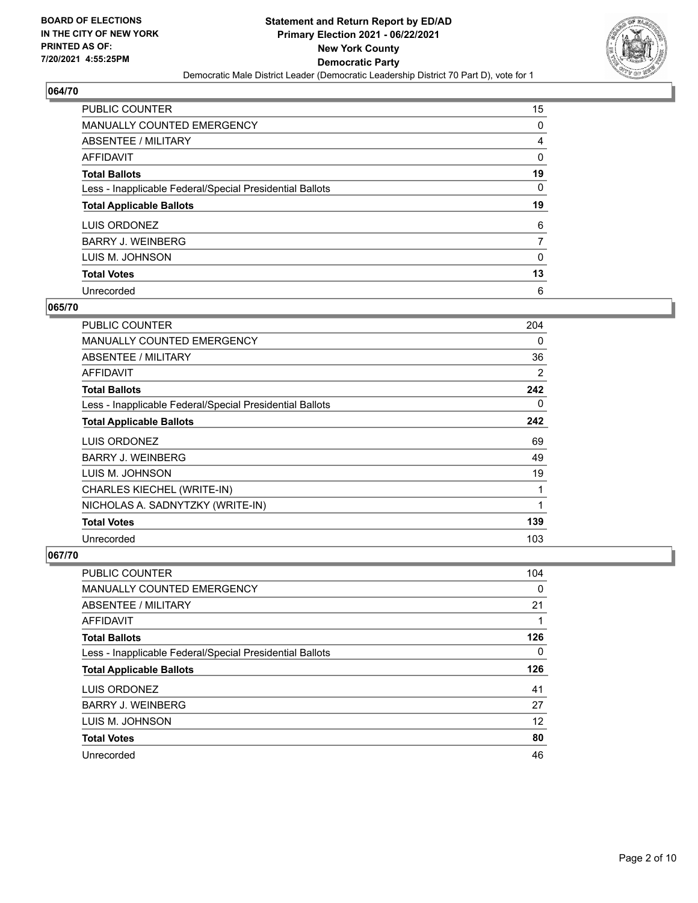**BOARD OF ELECTIONS IN THE CITY OF NEW YORK PRINTED AS OF: 7/20/2021 4:55:25PM**

**Statement and Return Report by ED/AD Primary Election 2021 - 06/22/2021 New York County Democratic Party**

Democratic Male District Leader (Democratic Leadership District 70 Part D), vote for 1

## 064/70

| | |
|---|---|
| PUBLIC COUNTER | 15 |
| MANUALLY COUNTED EMERGENCY | 0 |
| ABSENTEE / MILITARY | 4 |
| AFFIDAVIT | 0 |
| **Total Ballots** | **19** |
| Less - Inapplicable Federal/Special Presidential Ballots | 0 |
| **Total Applicable Ballots** | **19** |
| LUIS ORDONEZ | 6 |
| BARRY J. WEINBERG | 7 |
| LUIS M. JOHNSON | 0 |
| **Total Votes** | **13** |
| Unrecorded | 6 |

## 065/70

| | |
|---|---|
| PUBLIC COUNTER | 204 |
| MANUALLY COUNTED EMERGENCY | 0 |
| ABSENTEE / MILITARY | 36 |
| AFFIDAVIT | 2 |
| **Total Ballots** | **242** |
| Less - Inapplicable Federal/Special Presidential Ballots | 0 |
| **Total Applicable Ballots** | **242** |
| LUIS ORDONEZ | 69 |
| BARRY J. WEINBERG | 49 |
| LUIS M. JOHNSON | 19 |
| CHARLES KIECHEL (WRITE-IN) | 1 |
| NICHOLAS A. SADNYTZKY (WRITE-IN) | 1 |
| **Total Votes** | **139** |
| Unrecorded | 103 |

## 067/70

| | |
|---|---|
| PUBLIC COUNTER | 104 |
| MANUALLY COUNTED EMERGENCY | 0 |
| ABSENTEE / MILITARY | 21 |
| AFFIDAVIT | 1 |
| **Total Ballots** | **126** |
| Less - Inapplicable Federal/Special Presidential Ballots | 0 |
| **Total Applicable Ballots** | **126** |
| LUIS ORDONEZ | 41 |
| BARRY J. WEINBERG | 27 |
| LUIS M. JOHNSON | 12 |
| **Total Votes** | **80** |
| Unrecorded | 46 |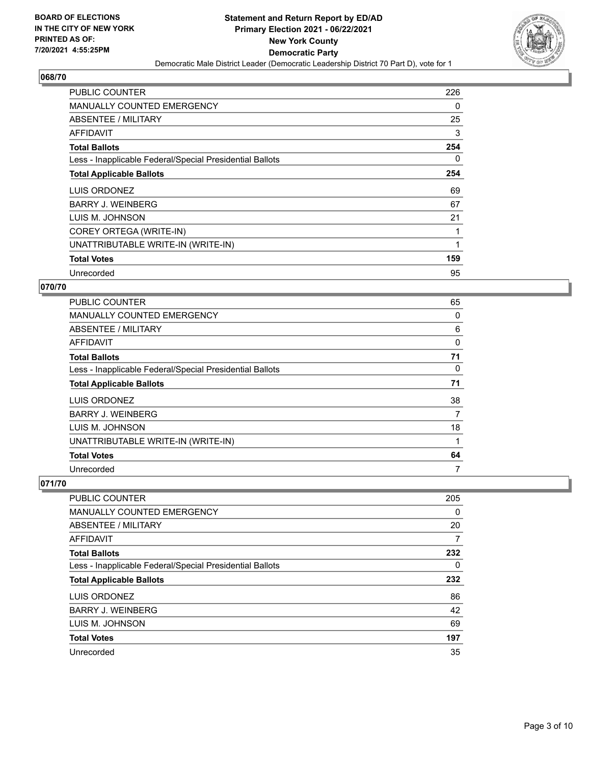**BOARD OF ELECTIONS IN THE CITY OF NEW YORK PRINTED AS OF: 7/20/2021 4:55:25PM**

**Statement and Return Report by ED/AD**
**Primary Election 2021 - 06/22/2021**
**New York County**
**Democratic Party**
Democratic Male District Leader (Democratic Leadership District 70 Part D), vote for 1

## 068/70

| | |
|---|---|
| PUBLIC COUNTER | 226 |
| MANUALLY COUNTED EMERGENCY | 0 |
| ABSENTEE / MILITARY | 25 |
| AFFIDAVIT | 3 |
| **Total Ballots** | **254** |
| Less - Inapplicable Federal/Special Presidential Ballots | 0 |
| **Total Applicable Ballots** | **254** |
| LUIS ORDONEZ | 69 |
| BARRY J. WEINBERG | 67 |
| LUIS M. JOHNSON | 21 |
| COREY ORTEGA (WRITE-IN) | 1 |
| UNATTRIBUTABLE WRITE-IN (WRITE-IN) | 1 |
| **Total Votes** | **159** |
| Unrecorded | 95 |

## 070/70

| | |
|---|---|
| PUBLIC COUNTER | 65 |
| MANUALLY COUNTED EMERGENCY | 0 |
| ABSENTEE / MILITARY | 6 |
| AFFIDAVIT | 0 |
| **Total Ballots** | **71** |
| Less - Inapplicable Federal/Special Presidential Ballots | 0 |
| **Total Applicable Ballots** | **71** |
| LUIS ORDONEZ | 38 |
| BARRY J. WEINBERG | 7 |
| LUIS M. JOHNSON | 18 |
| UNATTRIBUTABLE WRITE-IN (WRITE-IN) | 1 |
| **Total Votes** | **64** |
| Unrecorded | 7 |

## 071/70

| | |
|---|---|
| PUBLIC COUNTER | 205 |
| MANUALLY COUNTED EMERGENCY | 0 |
| ABSENTEE / MILITARY | 20 |
| AFFIDAVIT | 7 |
| **Total Ballots** | **232** |
| Less - Inapplicable Federal/Special Presidential Ballots | 0 |
| **Total Applicable Ballots** | **232** |
| LUIS ORDONEZ | 86 |
| BARRY J. WEINBERG | 42 |
| LUIS M. JOHNSON | 69 |
| **Total Votes** | **197** |
| Unrecorded | 35 |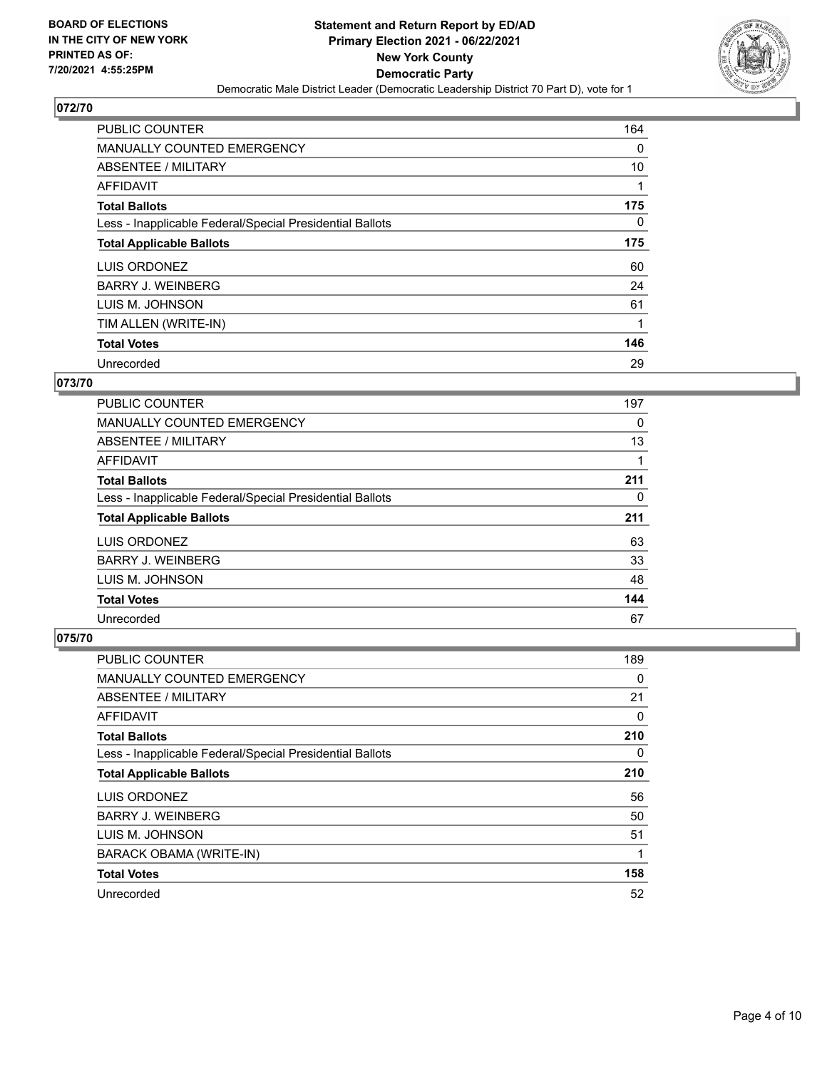BOARD OF ELECTIONS
IN THE CITY OF NEW YORK
PRINTED AS OF:
7/20/2021 4:55:25PM

**Statement and Return Report by ED/AD**
**Primary Election 2021 - 06/22/2021**
**New York County**
**Democratic Party**
Democratic Male District Leader (Democratic Leadership District 70 Part D), vote for 1

## 072/70

| | |
|---|---|
| PUBLIC COUNTER | 164 |
| MANUALLY COUNTED EMERGENCY | 0 |
| ABSENTEE / MILITARY | 10 |
| AFFIDAVIT | 1 |
| **Total Ballots** | **175** |
| Less - Inapplicable Federal/Special Presidential Ballots | 0 |
| **Total Applicable Ballots** | **175** |
| LUIS ORDONEZ | 60 |
| BARRY J. WEINBERG | 24 |
| LUIS M. JOHNSON | 61 |
| TIM ALLEN (WRITE-IN) | 1 |
| **Total Votes** | **146** |
| Unrecorded | 29 |

## 073/70

| | |
|---|---|
| PUBLIC COUNTER | 197 |
| MANUALLY COUNTED EMERGENCY | 0 |
| ABSENTEE / MILITARY | 13 |
| AFFIDAVIT | 1 |
| **Total Ballots** | **211** |
| Less - Inapplicable Federal/Special Presidential Ballots | 0 |
| **Total Applicable Ballots** | **211** |
| LUIS ORDONEZ | 63 |
| BARRY J. WEINBERG | 33 |
| LUIS M. JOHNSON | 48 |
| **Total Votes** | **144** |
| Unrecorded | 67 |

## 075/70

| | |
|---|---|
| PUBLIC COUNTER | 189 |
| MANUALLY COUNTED EMERGENCY | 0 |
| ABSENTEE / MILITARY | 21 |
| AFFIDAVIT | 0 |
| **Total Ballots** | **210** |
| Less - Inapplicable Federal/Special Presidential Ballots | 0 |
| **Total Applicable Ballots** | **210** |
| LUIS ORDONEZ | 56 |
| BARRY J. WEINBERG | 50 |
| LUIS M. JOHNSON | 51 |
| BARACK OBAMA (WRITE-IN) | 1 |
| **Total Votes** | **158** |
| Unrecorded | 52 |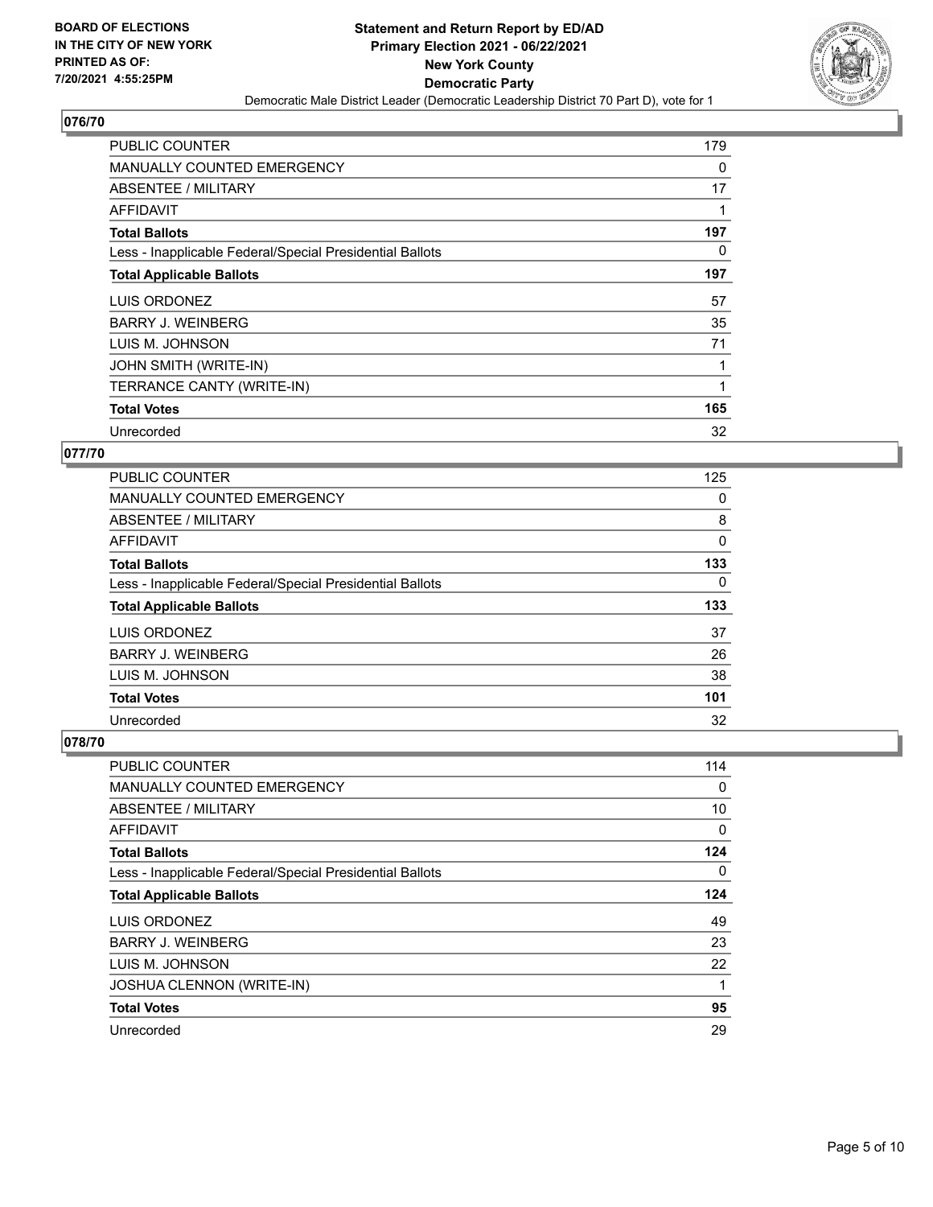**BOARD OF ELECTIONS IN THE CITY OF NEW YORK PRINTED AS OF: 7/20/2021 4:55:25PM**

**Statement and Return Report by ED/AD Primary Election 2021 - 06/22/2021 New York County Democratic Party**

Democratic Male District Leader (Democratic Leadership District 70 Part D), vote for 1

## 076/70

| | |
|---|---|
| PUBLIC COUNTER | 179 |
| MANUALLY COUNTED EMERGENCY | 0 |
| ABSENTEE / MILITARY | 17 |
| AFFIDAVIT | 1 |
| **Total Ballots** | **197** |
| Less - Inapplicable Federal/Special Presidential Ballots | 0 |
| **Total Applicable Ballots** | **197** |
| LUIS ORDONEZ | 57 |
| BARRY J. WEINBERG | 35 |
| LUIS M. JOHNSON | 71 |
| JOHN SMITH (WRITE-IN) | 1 |
| TERRANCE CANTY (WRITE-IN) | 1 |
| **Total Votes** | **165** |
| Unrecorded | 32 |

## 077/70

| | |
|---|---|
| PUBLIC COUNTER | 125 |
| MANUALLY COUNTED EMERGENCY | 0 |
| ABSENTEE / MILITARY | 8 |
| AFFIDAVIT | 0 |
| **Total Ballots** | **133** |
| Less - Inapplicable Federal/Special Presidential Ballots | 0 |
| **Total Applicable Ballots** | **133** |
| LUIS ORDONEZ | 37 |
| BARRY J. WEINBERG | 26 |
| LUIS M. JOHNSON | 38 |
| **Total Votes** | **101** |
| Unrecorded | 32 |

## 078/70

| | |
|---|---|
| PUBLIC COUNTER | 114 |
| MANUALLY COUNTED EMERGENCY | 0 |
| ABSENTEE / MILITARY | 10 |
| AFFIDAVIT | 0 |
| **Total Ballots** | **124** |
| Less - Inapplicable Federal/Special Presidential Ballots | 0 |
| **Total Applicable Ballots** | **124** |
| LUIS ORDONEZ | 49 |
| BARRY J. WEINBERG | 23 |
| LUIS M. JOHNSON | 22 |
| JOSHUA CLENNON (WRITE-IN) | 1 |
| **Total Votes** | **95** |
| Unrecorded | 29 |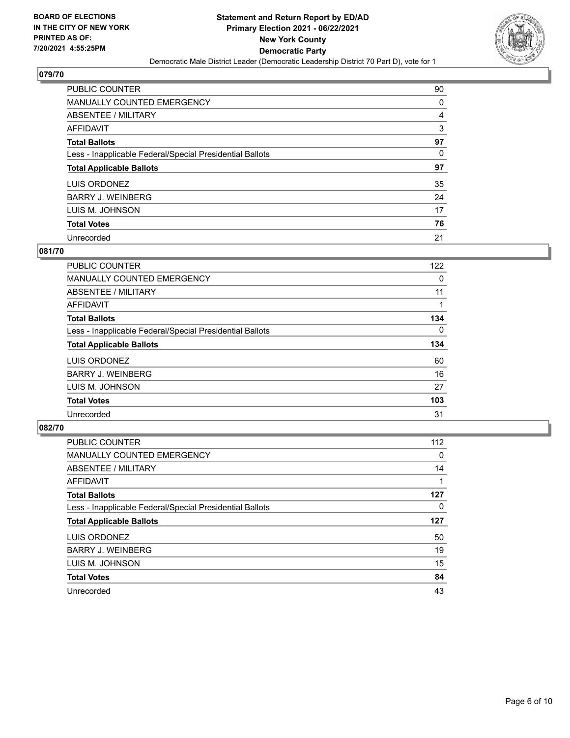**BOARD OF ELECTIONS IN THE CITY OF NEW YORK PRINTED AS OF: 7/20/2021 4:55:25PM**

**Statement and Return Report by ED/AD**
**Primary Election 2021 - 06/22/2021**
**New York County**
**Democratic Party**
Democratic Male District Leader (Democratic Leadership District 70 Part D), vote for 1

## 079/70

| | |
|---|---|
| PUBLIC COUNTER | 90 |
| MANUALLY COUNTED EMERGENCY | 0 |
| ABSENTEE / MILITARY | 4 |
| AFFIDAVIT | 3 |
| **Total Ballots** | **97** |
| Less - Inapplicable Federal/Special Presidential Ballots | 0 |
| **Total Applicable Ballots** | **97** |
| LUIS ORDONEZ | 35 |
| BARRY J. WEINBERG | 24 |
| LUIS M. JOHNSON | 17 |
| **Total Votes** | **76** |
| Unrecorded | 21 |

## 081/70

| | |
|---|---|
| PUBLIC COUNTER | 122 |
| MANUALLY COUNTED EMERGENCY | 0 |
| ABSENTEE / MILITARY | 11 |
| AFFIDAVIT | 1 |
| **Total Ballots** | **134** |
| Less - Inapplicable Federal/Special Presidential Ballots | 0 |
| **Total Applicable Ballots** | **134** |
| LUIS ORDONEZ | 60 |
| BARRY J. WEINBERG | 16 |
| LUIS M. JOHNSON | 27 |
| **Total Votes** | **103** |
| Unrecorded | 31 |

## 082/70

| | |
|---|---|
| PUBLIC COUNTER | 112 |
| MANUALLY COUNTED EMERGENCY | 0 |
| ABSENTEE / MILITARY | 14 |
| AFFIDAVIT | 1 |
| **Total Ballots** | **127** |
| Less - Inapplicable Federal/Special Presidential Ballots | 0 |
| **Total Applicable Ballots** | **127** |
| LUIS ORDONEZ | 50 |
| BARRY J. WEINBERG | 19 |
| LUIS M. JOHNSON | 15 |
| **Total Votes** | **84** |
| Unrecorded | 43 |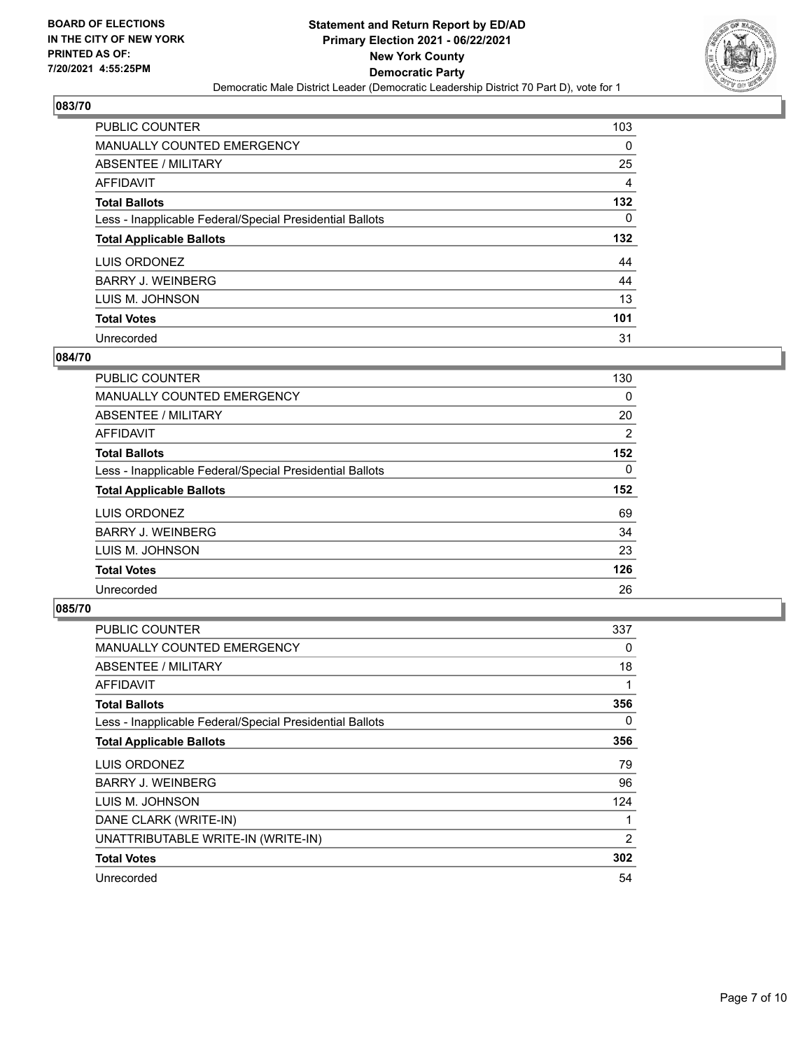**BOARD OF ELECTIONS IN THE CITY OF NEW YORK PRINTED AS OF: 7/20/2021 4:55:25PM**

**Statement and Return Report by ED/AD Primary Election 2021 - 06/22/2021 New York County Democratic Party**

Democratic Male District Leader (Democratic Leadership District 70 Part D), vote for 1

### 083/70

| | |
|---|---|
| PUBLIC COUNTER | 103 |
| MANUALLY COUNTED EMERGENCY | 0 |
| ABSENTEE / MILITARY | 25 |
| AFFIDAVIT | 4 |
| **Total Ballots** | **132** |
| Less - Inapplicable Federal/Special Presidential Ballots | 0 |
| **Total Applicable Ballots** | **132** |
| LUIS ORDONEZ | 44 |
| BARRY J. WEINBERG | 44 |
| LUIS M. JOHNSON | 13 |
| **Total Votes** | **101** |
| Unrecorded | 31 |

### 084/70

| | |
|---|---|
| PUBLIC COUNTER | 130 |
| MANUALLY COUNTED EMERGENCY | 0 |
| ABSENTEE / MILITARY | 20 |
| AFFIDAVIT | 2 |
| **Total Ballots** | **152** |
| Less - Inapplicable Federal/Special Presidential Ballots | 0 |
| **Total Applicable Ballots** | **152** |
| LUIS ORDONEZ | 69 |
| BARRY J. WEINBERG | 34 |
| LUIS M. JOHNSON | 23 |
| **Total Votes** | **126** |
| Unrecorded | 26 |

### 085/70

| | |
|---|---|
| PUBLIC COUNTER | 337 |
| MANUALLY COUNTED EMERGENCY | 0 |
| ABSENTEE / MILITARY | 18 |
| AFFIDAVIT | 1 |
| **Total Ballots** | **356** |
| Less - Inapplicable Federal/Special Presidential Ballots | 0 |
| **Total Applicable Ballots** | **356** |
| LUIS ORDONEZ | 79 |
| BARRY J. WEINBERG | 96 |
| LUIS M. JOHNSON | 124 |
| DANE CLARK (WRITE-IN) | 1 |
| UNATTRIBUTABLE WRITE-IN (WRITE-IN) | 2 |
| **Total Votes** | **302** |
| Unrecorded | 54 |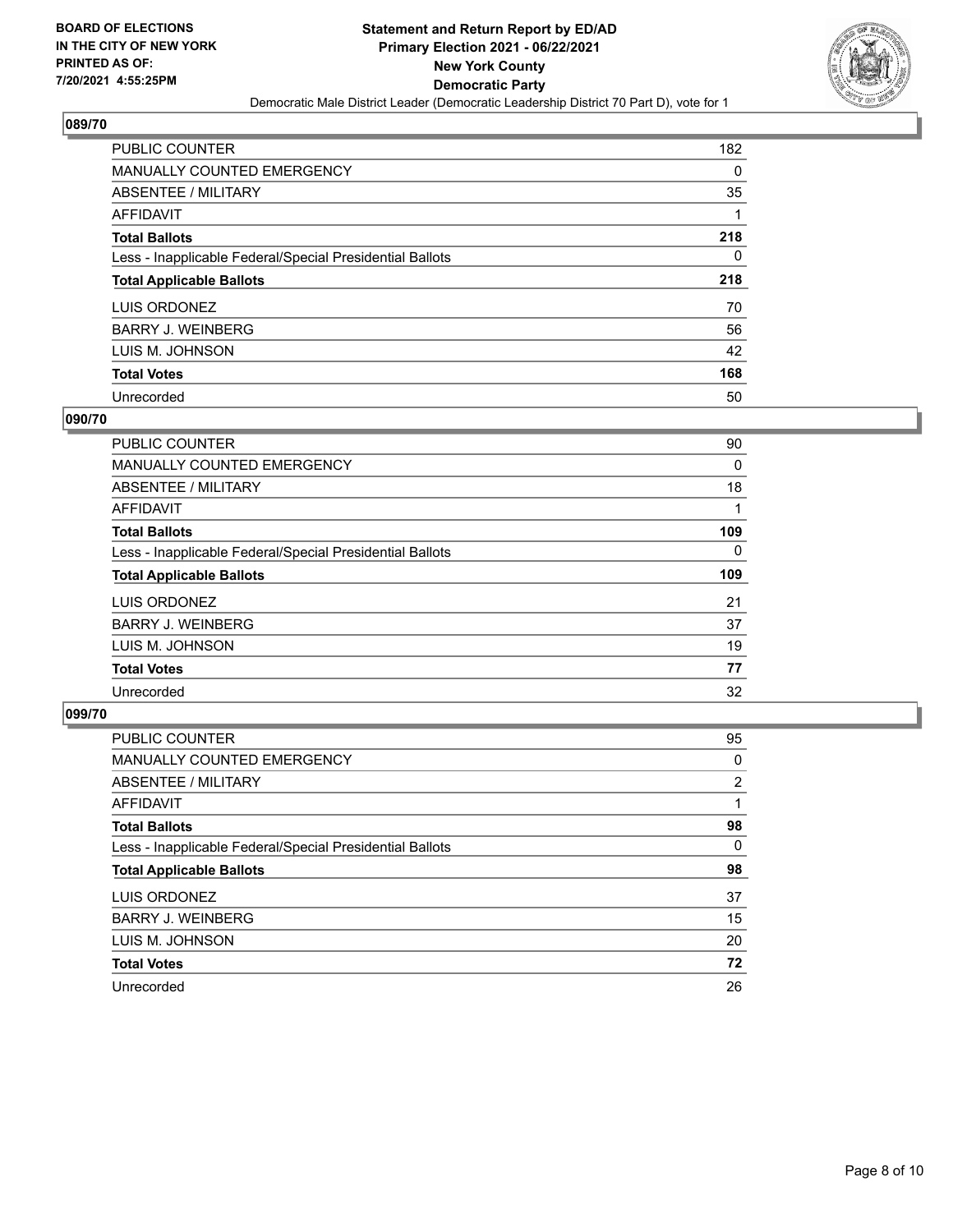**BOARD OF ELECTIONS IN THE CITY OF NEW YORK PRINTED AS OF: 7/20/2021 4:55:25PM**

**Statement and Return Report by ED/AD Primary Election 2021 - 06/22/2021 New York County Democratic Party**

Democratic Male District Leader (Democratic Leadership District 70 Part D), vote for 1

### 089/70

| | |
|---|---|
| PUBLIC COUNTER | 182 |
| MANUALLY COUNTED EMERGENCY | 0 |
| ABSENTEE / MILITARY | 35 |
| AFFIDAVIT | 1 |
| **Total Ballots** | **218** |
| Less - Inapplicable Federal/Special Presidential Ballots | 0 |
| **Total Applicable Ballots** | **218** |
| LUIS ORDONEZ | 70 |
| BARRY J. WEINBERG | 56 |
| LUIS M. JOHNSON | 42 |
| **Total Votes** | **168** |
| Unrecorded | 50 |

### 090/70

| | |
|---|---|
| PUBLIC COUNTER | 90 |
| MANUALLY COUNTED EMERGENCY | 0 |
| ABSENTEE / MILITARY | 18 |
| AFFIDAVIT | 1 |
| **Total Ballots** | **109** |
| Less - Inapplicable Federal/Special Presidential Ballots | 0 |
| **Total Applicable Ballots** | **109** |
| LUIS ORDONEZ | 21 |
| BARRY J. WEINBERG | 37 |
| LUIS M. JOHNSON | 19 |
| **Total Votes** | **77** |
| Unrecorded | 32 |

### 099/70

| | |
|---|---|
| PUBLIC COUNTER | 95 |
| MANUALLY COUNTED EMERGENCY | 0 |
| ABSENTEE / MILITARY | 2 |
| AFFIDAVIT | 1 |
| **Total Ballots** | **98** |
| Less - Inapplicable Federal/Special Presidential Ballots | 0 |
| **Total Applicable Ballots** | **98** |
| LUIS ORDONEZ | 37 |
| BARRY J. WEINBERG | 15 |
| LUIS M. JOHNSON | 20 |
| **Total Votes** | **72** |
| Unrecorded | 26 |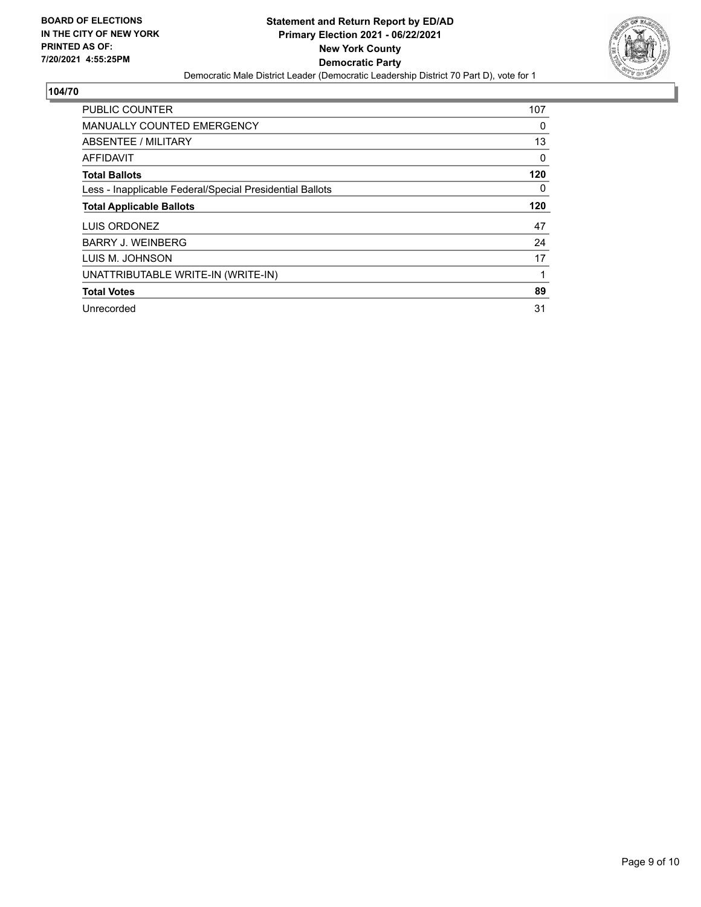**BOARD OF ELECTIONS IN THE CITY OF NEW YORK PRINTED AS OF: 7/20/2021 4:55:25PM**

**Statement and Return Report by ED/AD**
**Primary Election 2021 - 06/22/2021**
**New York County**
**Democratic Party**

Democratic Male District Leader (Democratic Leadership District 70 Part D), vote for 1

## 104/70

| | |
|---|---|
| PUBLIC COUNTER | 107 |
| MANUALLY COUNTED EMERGENCY | 0 |
| ABSENTEE / MILITARY | 13 |
| AFFIDAVIT | 0 |
| **Total Ballots** | **120** |
| Less - Inapplicable Federal/Special Presidential Ballots | 0 |
| **Total Applicable Ballots** | **120** |
| LUIS ORDONEZ | 47 |
| BARRY J. WEINBERG | 24 |
| LUIS M. JOHNSON | 17 |
| UNATTRIBUTABLE WRITE-IN (WRITE-IN) | 1 |
| **Total Votes** | **89** |
| Unrecorded | 31 |